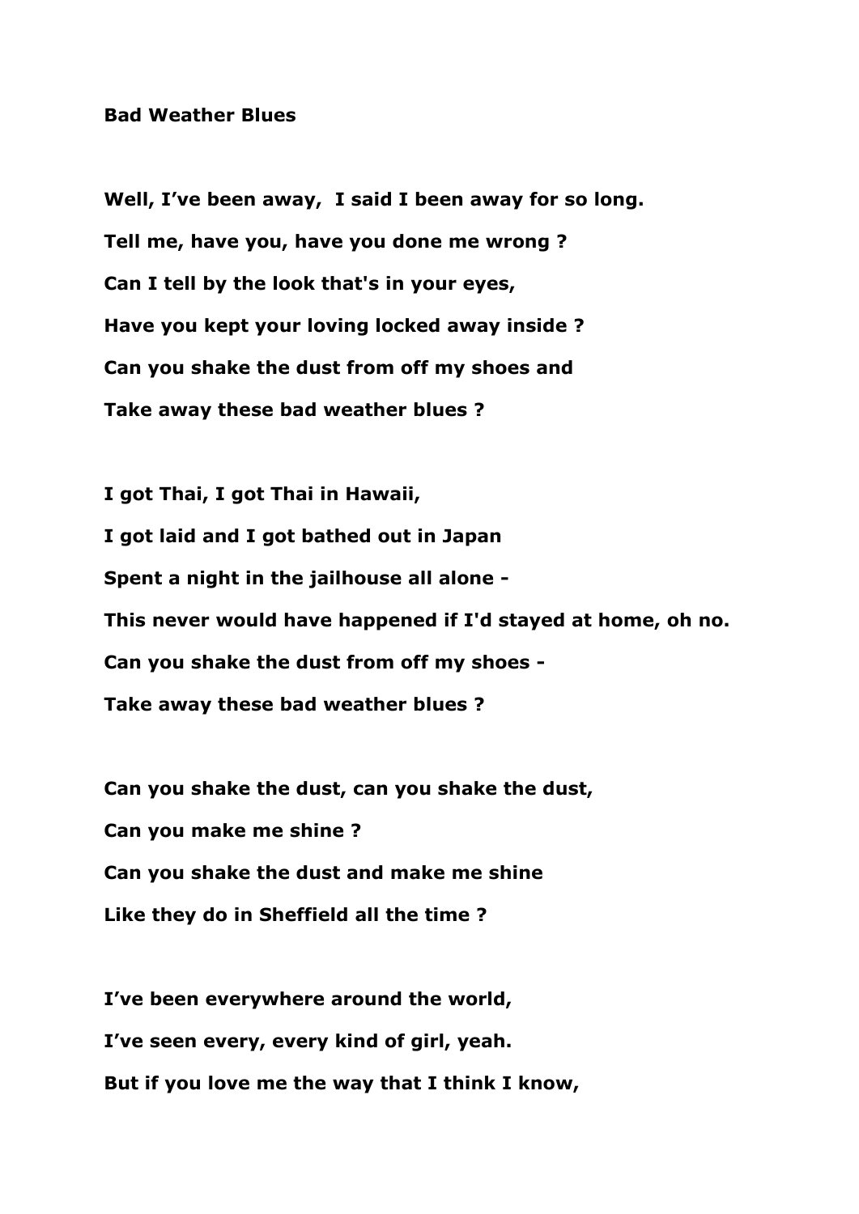**Bad Weather Blues**

**Well, I've been away,  I said I been away for so long.**

**Tell me, have you, have you done me wrong ?**

**Can I tell by the look that's in your eyes,**

**Have you kept your loving locked away inside ?**

**Can you shake the dust from off my shoes and**

**Take away these bad weather blues ?**

**I got Thai, I got Thai in Hawaii,**

**I got laid and I got bathed out in Japan**

**Spent a night in the jailhouse all alone -**

**This never would have happened if I'd stayed at home, oh no.**

**Can you shake the dust from off my shoes -**

**Take away these bad weather blues ?**

**Can you shake the dust, can you shake the dust,**

**Can you make me shine ?**

**Can you shake the dust and make me shine**

**Like they do in Sheffield all the time ?**

**I've been everywhere around the world,**

**I've seen every, every kind of girl, yeah.**

**But if you love me the way that I think I know,**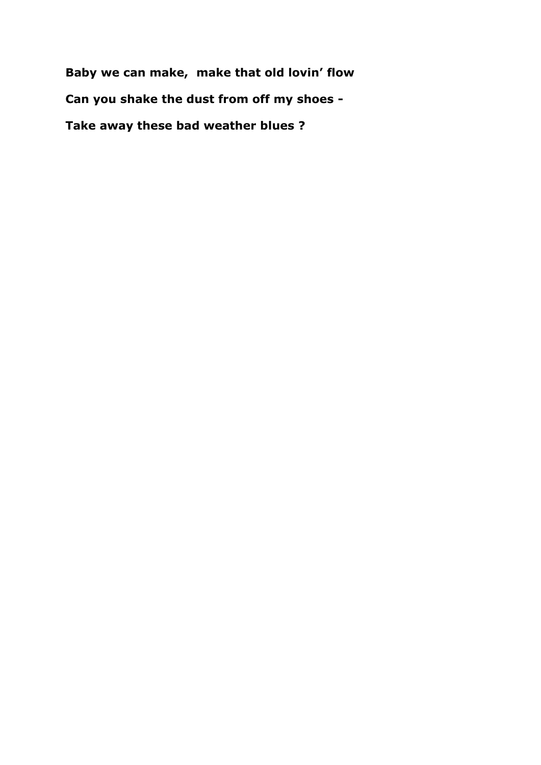**Baby we can make,  make that old lovin' flow**

**Can you shake the dust from off my shoes -**

**Take away these bad weather blues ?**